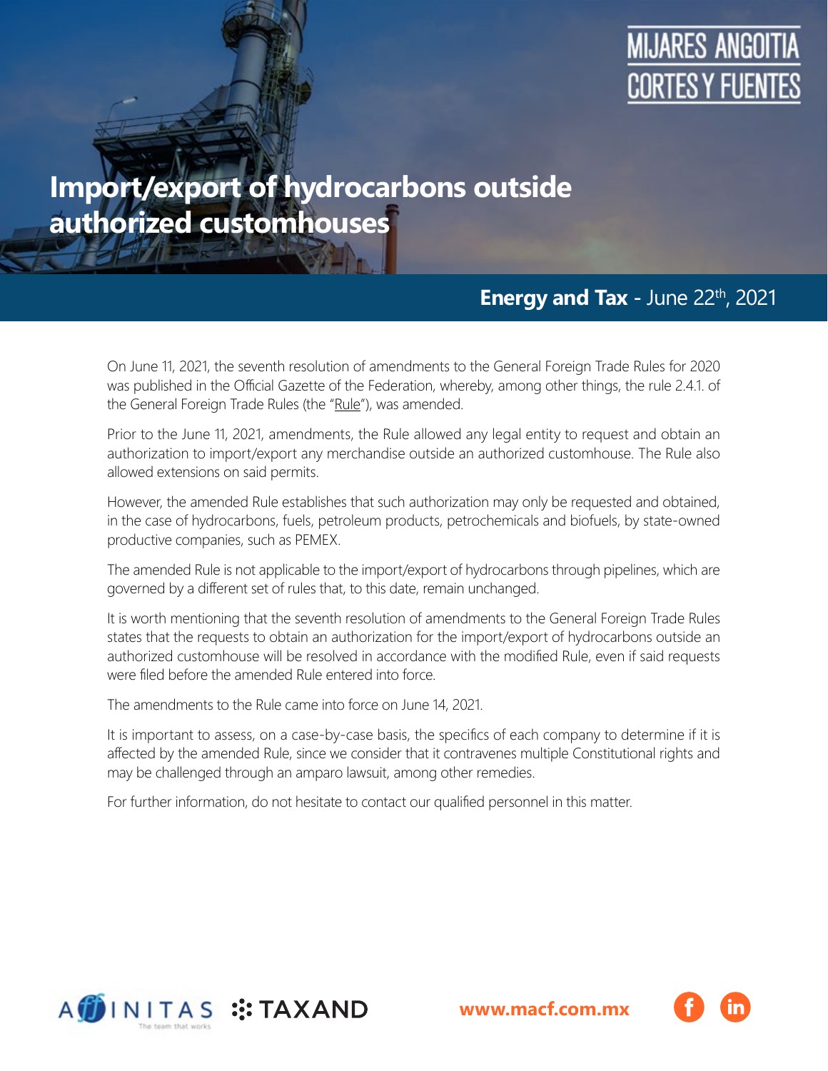MIJARES ANGOITIA CORTES Y FUENTES

# Import/export of hydrocarbons outside authorized customhouses

**Energy and Tax** - June 22th, 2021

On June 11, 2021, the seventh resolution of amendments to the General Foreign Trade Rules for 2020 was published in the Official Gazette of the Federation, whereby, among other things, the rule 2.4.1. of the General Foreign Trade Rules (the "Rule"), was amended.

Prior to the June 11, 2021, amendments, the Rule allowed any legal entity to request and obtain an authorization to import/export any merchandise outside an authorized customhouse. The Rule also allowed extensions on said permits.

However, the amended Rule establishes that such authorization may only be requested and obtained, in the case of hydrocarbons, fuels, petroleum products, petrochemicals and biofuels, by state-owned productive companies, such as PEMEX.

The amended Rule is not applicable to the import/export of hydrocarbons through pipelines, which are governed by a different set of rules that, to this date, remain unchanged.

It is worth mentioning that the seventh resolution of amendments to the General Foreign Trade Rules states that the requests to obtain an authorization for the import/export of hydrocarbons outside an authorized customhouse will be resolved in accordance with the modified Rule, even if said requests were filed before the amended Rule entered into force.

The amendments to the Rule came into force on June 14, 2021.

It is important to assess, on a case-by-case basis, the specifics of each company to determine if it is affected by the amended Rule, since we consider that it contravenes multiple Constitutional rights and may be challenged through an amparo lawsuit, among other remedies.

For further information, do not hesitate to contact our qualified personnel in this matter.

AFFINITAS The team that works TAXAND

www.macf.com.mx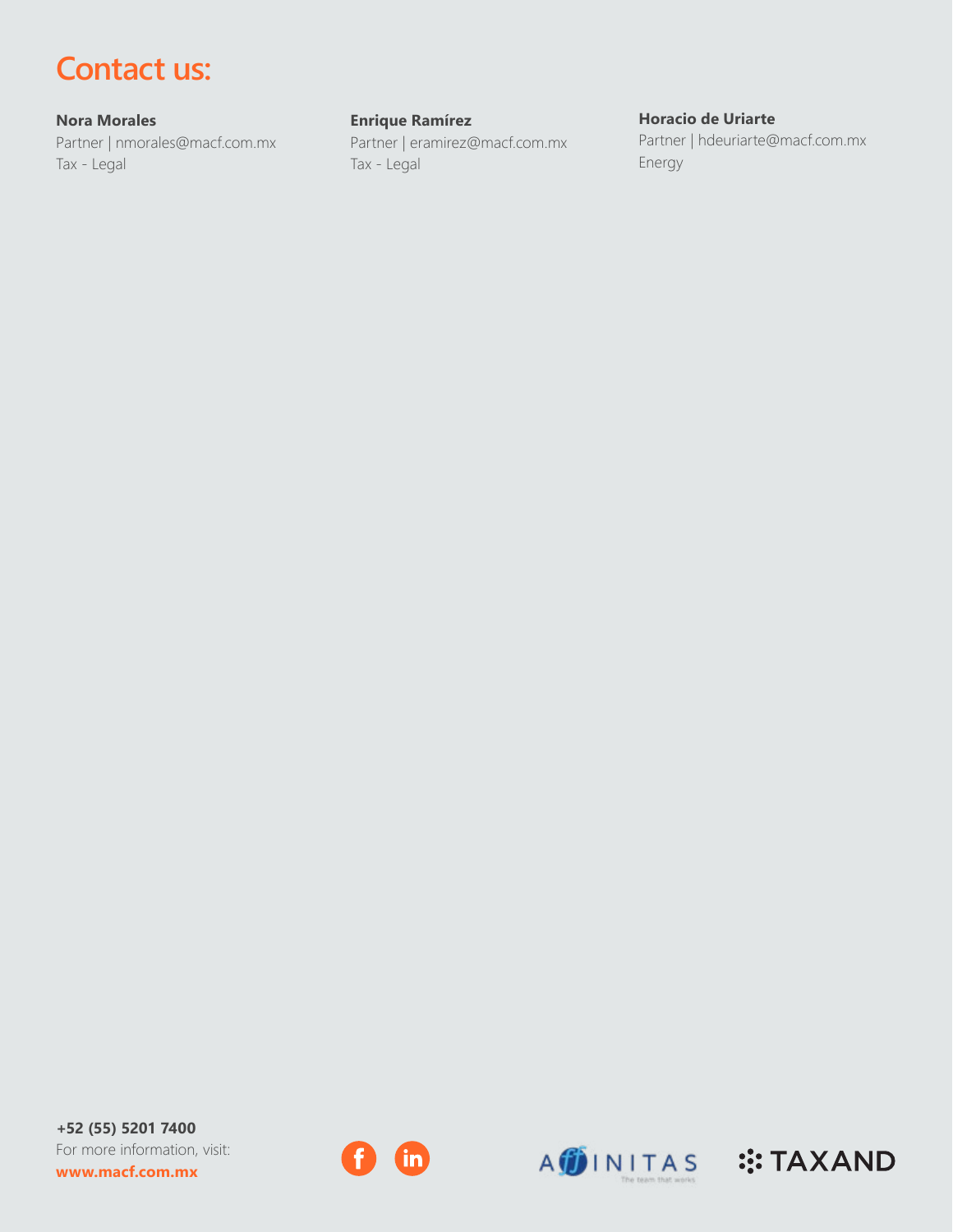# Contact us:

**Nora Morales**
Partner | nmorales@macf.com.mx
Tax - Legal

**Enrique Ramírez**
Partner | eramirez@macf.com.mx
Tax - Legal

**Horacio de Uriarte**
Partner | hdeuriarte@macf.com.mx
Energy

**+52 (55) 5201 7400**
For more information, visit:
**www.macf.com.mx**

AFFINITAS The team that works

TAXAND